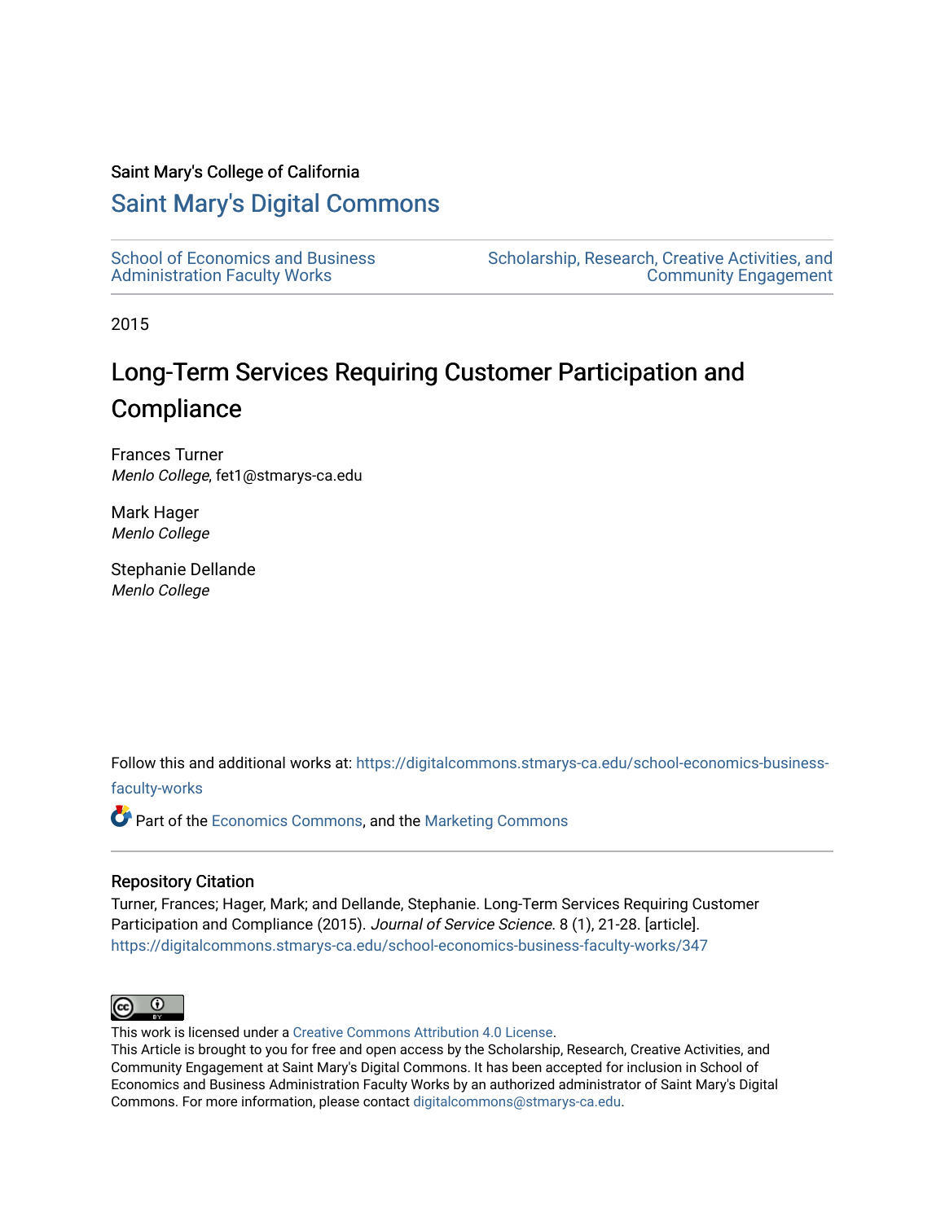Saint Mary's College of California

# Saint Mary's Digital Commons

School of Economics and Business Administration Faculty Works

Scholarship, Research, Creative Activities, and Community Engagement

2015

## Long-Term Services Requiring Customer Participation and Compliance

Frances Turner
*Menlo College*, fet1@stmarys-ca.edu

Mark Hager
*Menlo College*

Stephanie Dellande
*Menlo College*

Follow this and additional works at: https://digitalcommons.stmarys-ca.edu/school-economics-business-faculty-works

Part of the Economics Commons, and the Marketing Commons

### Repository Citation

Turner, Frances; Hager, Mark; and Dellande, Stephanie. Long-Term Services Requiring Customer Participation and Compliance (2015). *Journal of Service Science*. 8 (1), 21-28. [article].
https://digitalcommons.stmarys-ca.edu/school-economics-business-faculty-works/347

This work is licensed under a Creative Commons Attribution 4.0 License.
This Article is brought to you for free and open access by the Scholarship, Research, Creative Activities, and Community Engagement at Saint Mary's Digital Commons. It has been accepted for inclusion in School of Economics and Business Administration Faculty Works by an authorized administrator of Saint Mary's Digital Commons. For more information, please contact digitalcommons@stmarys-ca.edu.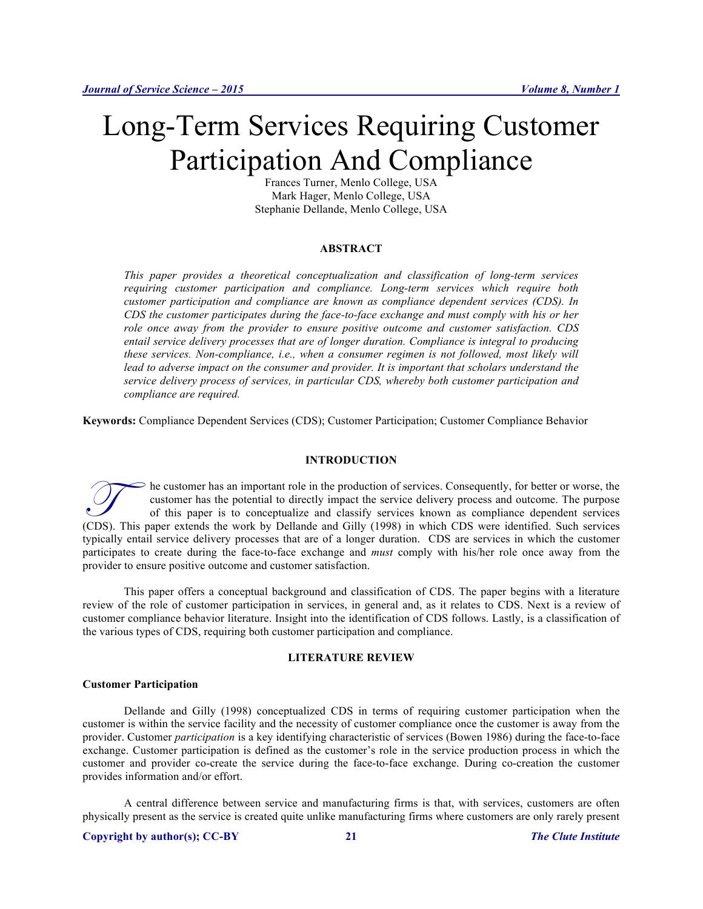# Long-Term Services Requiring Customer Participation And Compliance

Frances Turner, Menlo College, USA
Mark Hager, Menlo College, USA
Stephanie Dellande, Menlo College, USA

## ABSTRACT

*This paper provides a theoretical conceptualization and classification of long-term services requiring customer participation and compliance. Long-term services which require both customer participation and compliance are known as compliance dependent services (CDS). In CDS the customer participates during the face-to-face exchange and must comply with his or her role once away from the provider to ensure positive outcome and customer satisfaction. CDS entail service delivery processes that are of longer duration. Compliance is integral to producing these services. Non-compliance, i.e., when a consumer regimen is not followed, most likely will lead to adverse impact on the consumer and provider. It is important that scholars understand the service delivery process of services, in particular CDS, whereby both customer participation and compliance are required.*

**Keywords:** Compliance Dependent Services (CDS); Customer Participation; Customer Compliance Behavior

## INTRODUCTION

The customer has an important role in the production of services. Consequently, for better or worse, the customer has the potential to directly impact the service delivery process and outcome. The purpose of this paper is to conceptualize and classify services known as compliance dependent services (CDS). This paper extends the work by Dellande and Gilly (1998) in which CDS were identified. Such services typically entail service delivery processes that are of a longer duration. CDS are services in which the customer participates to create during the face-to-face exchange and *must* comply with his/her role once away from the provider to ensure positive outcome and customer satisfaction.

This paper offers a conceptual background and classification of CDS. The paper begins with a literature review of the role of customer participation in services, in general and, as it relates to CDS. Next is a review of customer compliance behavior literature. Insight into the identification of CDS follows. Lastly, is a classification of the various types of CDS, requiring both customer participation and compliance.

## LITERATURE REVIEW

### Customer Participation

Dellande and Gilly (1998) conceptualized CDS in terms of requiring customer participation when the customer is within the service facility and the necessity of customer compliance once the customer is away from the provider. Customer *participation* is a key identifying characteristic of services (Bowen 1986) during the face-to-face exchange. Customer participation is defined as the customer's role in the service production process in which the customer and provider co-create the service during the face-to-face exchange. During co-creation the customer provides information and/or effort.

A central difference between service and manufacturing firms is that, with services, customers are often physically present as the service is created quite unlike manufacturing firms where customers are only rarely present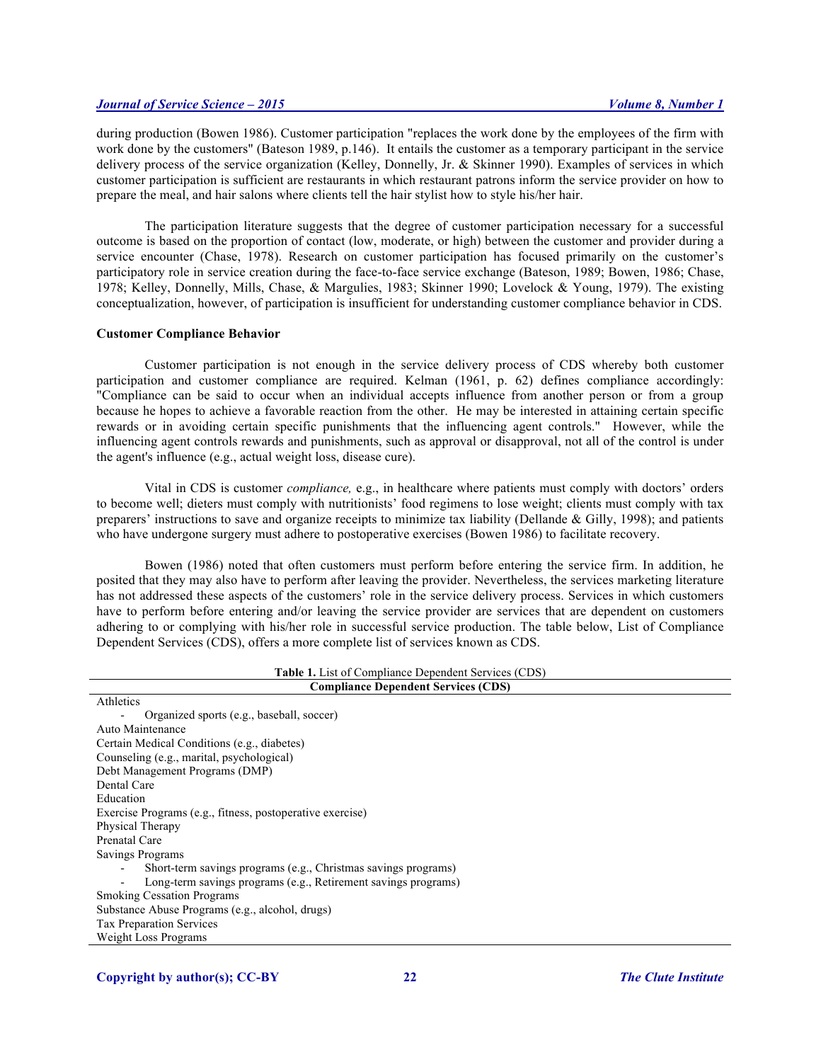during production (Bowen 1986). Customer participation "replaces the work done by the employees of the firm with work done by the customers" (Bateson 1989, p.146). It entails the customer as a temporary participant in the service delivery process of the service organization (Kelley, Donnelly, Jr. & Skinner 1990). Examples of services in which customer participation is sufficient are restaurants in which restaurant patrons inform the service provider on how to prepare the meal, and hair salons where clients tell the hair stylist how to style his/her hair.

The participation literature suggests that the degree of customer participation necessary for a successful outcome is based on the proportion of contact (low, moderate, or high) between the customer and provider during a service encounter (Chase, 1978). Research on customer participation has focused primarily on the customer's participatory role in service creation during the face-to-face service exchange (Bateson, 1989; Bowen, 1986; Chase, 1978; Kelley, Donnelly, Mills, Chase, & Margulies, 1983; Skinner 1990; Lovelock & Young, 1979). The existing conceptualization, however, of participation is insufficient for understanding customer compliance behavior in CDS.

**Customer Compliance Behavior**

Customer participation is not enough in the service delivery process of CDS whereby both customer participation and customer compliance are required. Kelman (1961, p. 62) defines compliance accordingly: "Compliance can be said to occur when an individual accepts influence from another person or from a group because he hopes to achieve a favorable reaction from the other. He may be interested in attaining certain specific rewards or in avoiding certain specific punishments that the influencing agent controls." However, while the influencing agent controls rewards and punishments, such as approval or disapproval, not all of the control is under the agent's influence (e.g., actual weight loss, disease cure).

Vital in CDS is customer *compliance,* e.g., in healthcare where patients must comply with doctors' orders to become well; dieters must comply with nutritionists' food regimens to lose weight; clients must comply with tax preparers' instructions to save and organize receipts to minimize tax liability (Dellande & Gilly, 1998); and patients who have undergone surgery must adhere to postoperative exercises (Bowen 1986) to facilitate recovery.

Bowen (1986) noted that often customers must perform before entering the service firm. In addition, he posited that they may also have to perform after leaving the provider. Nevertheless, the services marketing literature has not addressed these aspects of the customers' role in the service delivery process. Services in which customers have to perform before entering and/or leaving the service provider are services that are dependent on customers adhering to or complying with his/her role in successful service production. The table below, List of Compliance Dependent Services (CDS), offers a more complete list of services known as CDS.

**Table 1.** List of Compliance Dependent Services (CDS)

| **Compliance Dependent Services (CDS)** |
|---|
| Athletics |
| - Organized sports (e.g., baseball, soccer) |
| Auto Maintenance |
| Certain Medical Conditions (e.g., diabetes) |
| Counseling (e.g., marital, psychological) |
| Debt Management Programs (DMP) |
| Dental Care |
| Education |
| Exercise Programs (e.g., fitness, postoperative exercise) |
| Physical Therapy |
| Prenatal Care |
| Savings Programs |
| - Short-term savings programs (e.g., Christmas savings programs) |
| - Long-term savings programs (e.g., Retirement savings programs) |
| Smoking Cessation Programs |
| Substance Abuse Programs (e.g., alcohol, drugs) |
| Tax Preparation Services |
| Weight Loss Programs |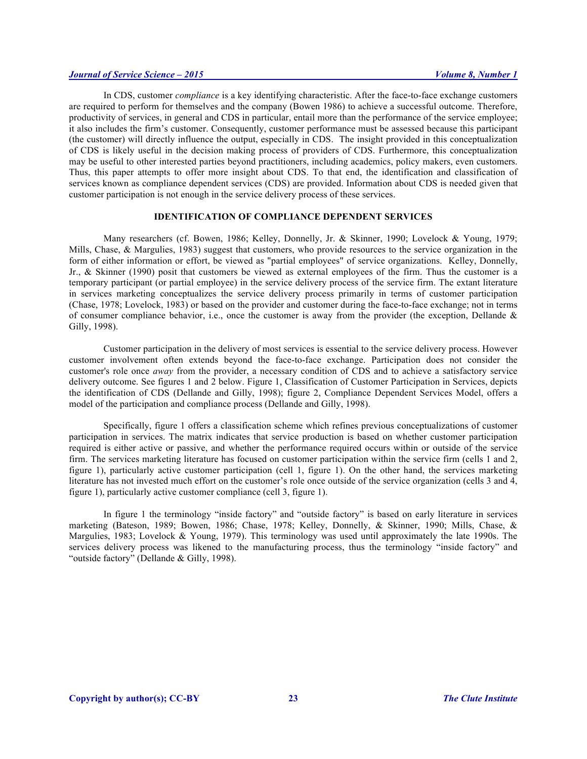In CDS, customer *compliance* is a key identifying characteristic. After the face-to-face exchange customers are required to perform for themselves and the company (Bowen 1986) to achieve a successful outcome. Therefore, productivity of services, in general and CDS in particular, entail more than the performance of the service employee; it also includes the firm's customer. Consequently, customer performance must be assessed because this participant (the customer) will directly influence the output, especially in CDS. The insight provided in this conceptualization of CDS is likely useful in the decision making process of providers of CDS. Furthermore, this conceptualization may be useful to other interested parties beyond practitioners, including academics, policy makers, even customers. Thus, this paper attempts to offer more insight about CDS. To that end, the identification and classification of services known as compliance dependent services (CDS) are provided. Information about CDS is needed given that customer participation is not enough in the service delivery process of these services.

## IDENTIFICATION OF COMPLIANCE DEPENDENT SERVICES

Many researchers (cf. Bowen, 1986; Kelley, Donnelly, Jr. & Skinner, 1990; Lovelock & Young, 1979; Mills, Chase, & Margulies, 1983) suggest that customers, who provide resources to the service organization in the form of either information or effort, be viewed as "partial employees" of service organizations. Kelley, Donnelly, Jr., & Skinner (1990) posit that customers be viewed as external employees of the firm. Thus the customer is a temporary participant (or partial employee) in the service delivery process of the service firm. The extant literature in services marketing conceptualizes the service delivery process primarily in terms of customer participation (Chase, 1978; Lovelock, 1983) or based on the provider and customer during the face-to-face exchange; not in terms of consumer compliance behavior, i.e., once the customer is away from the provider (the exception, Dellande & Gilly, 1998).

Customer participation in the delivery of most services is essential to the service delivery process. However customer involvement often extends beyond the face-to-face exchange. Participation does not consider the customer's role once *away* from the provider, a necessary condition of CDS and to achieve a satisfactory service delivery outcome. See figures 1 and 2 below. Figure 1, Classification of Customer Participation in Services, depicts the identification of CDS (Dellande and Gilly, 1998); figure 2, Compliance Dependent Services Model, offers a model of the participation and compliance process (Dellande and Gilly, 1998).

Specifically, figure 1 offers a classification scheme which refines previous conceptualizations of customer participation in services. The matrix indicates that service production is based on whether customer participation required is either active or passive, and whether the performance required occurs within or outside of the service firm. The services marketing literature has focused on customer participation within the service firm (cells 1 and 2, figure 1), particularly active customer participation (cell 1, figure 1). On the other hand, the services marketing literature has not invested much effort on the customer's role once outside of the service organization (cells 3 and 4, figure 1), particularly active customer compliance (cell 3, figure 1).

In figure 1 the terminology "inside factory" and "outside factory" is based on early literature in services marketing (Bateson, 1989; Bowen, 1986; Chase, 1978; Kelley, Donnelly, & Skinner, 1990; Mills, Chase, & Margulies, 1983; Lovelock & Young, 1979). This terminology was used until approximately the late 1990s. The services delivery process was likened to the manufacturing process, thus the terminology "inside factory" and "outside factory" (Dellande & Gilly, 1998).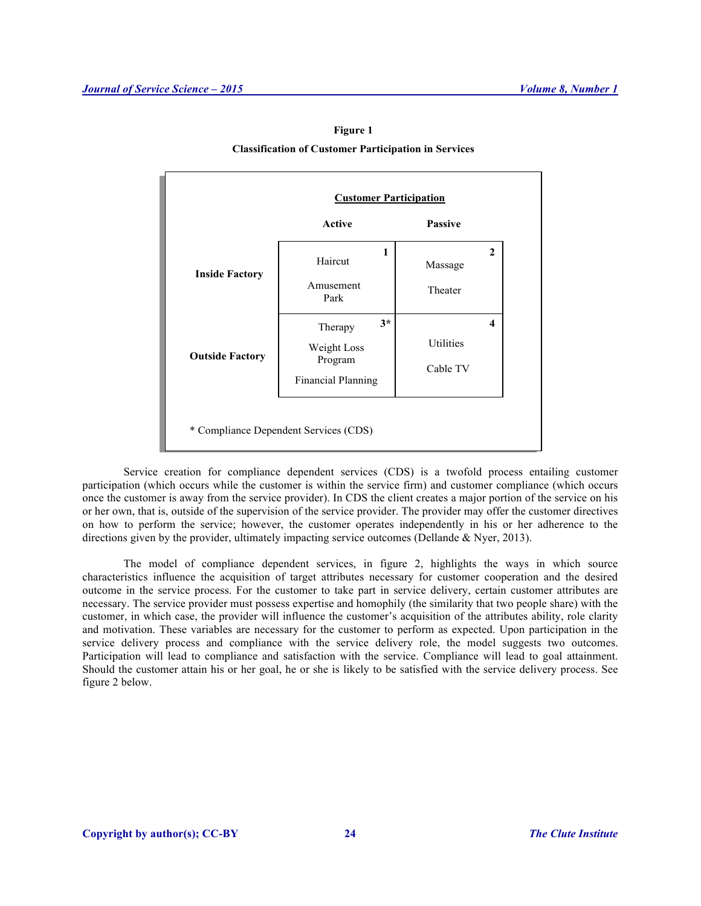**Figure 1**

**Classification of Customer Participation in Services**

| | Customer Participation: Active | Customer Participation: Passive |
|---|---|---|
| **Inside Factory** | **1** Haircut, Amusement Park | **2** Massage, Theater |
| **Outside Factory** | **3*** Therapy, Weight Loss Program, Financial Planning | **4** Utilities, Cable TV |

\* Compliance Dependent Services (CDS)

Service creation for compliance dependent services (CDS) is a twofold process entailing customer participation (which occurs while the customer is within the service firm) and customer compliance (which occurs once the customer is away from the service provider). In CDS the client creates a major portion of the service on his or her own, that is, outside of the supervision of the service provider. The provider may offer the customer directives on how to perform the service; however, the customer operates independently in his or her adherence to the directions given by the provider, ultimately impacting service outcomes (Dellande & Nyer, 2013).

The model of compliance dependent services, in figure 2, highlights the ways in which source characteristics influence the acquisition of target attributes necessary for customer cooperation and the desired outcome in the service process. For the customer to take part in service delivery, certain customer attributes are necessary. The service provider must possess expertise and homophily (the similarity that two people share) with the customer, in which case, the provider will influence the customer's acquisition of the attributes ability, role clarity and motivation. These variables are necessary for the customer to perform as expected. Upon participation in the service delivery process and compliance with the service delivery role, the model suggests two outcomes. Participation will lead to compliance and satisfaction with the service. Compliance will lead to goal attainment. Should the customer attain his or her goal, he or she is likely to be satisfied with the service delivery process. See figure 2 below.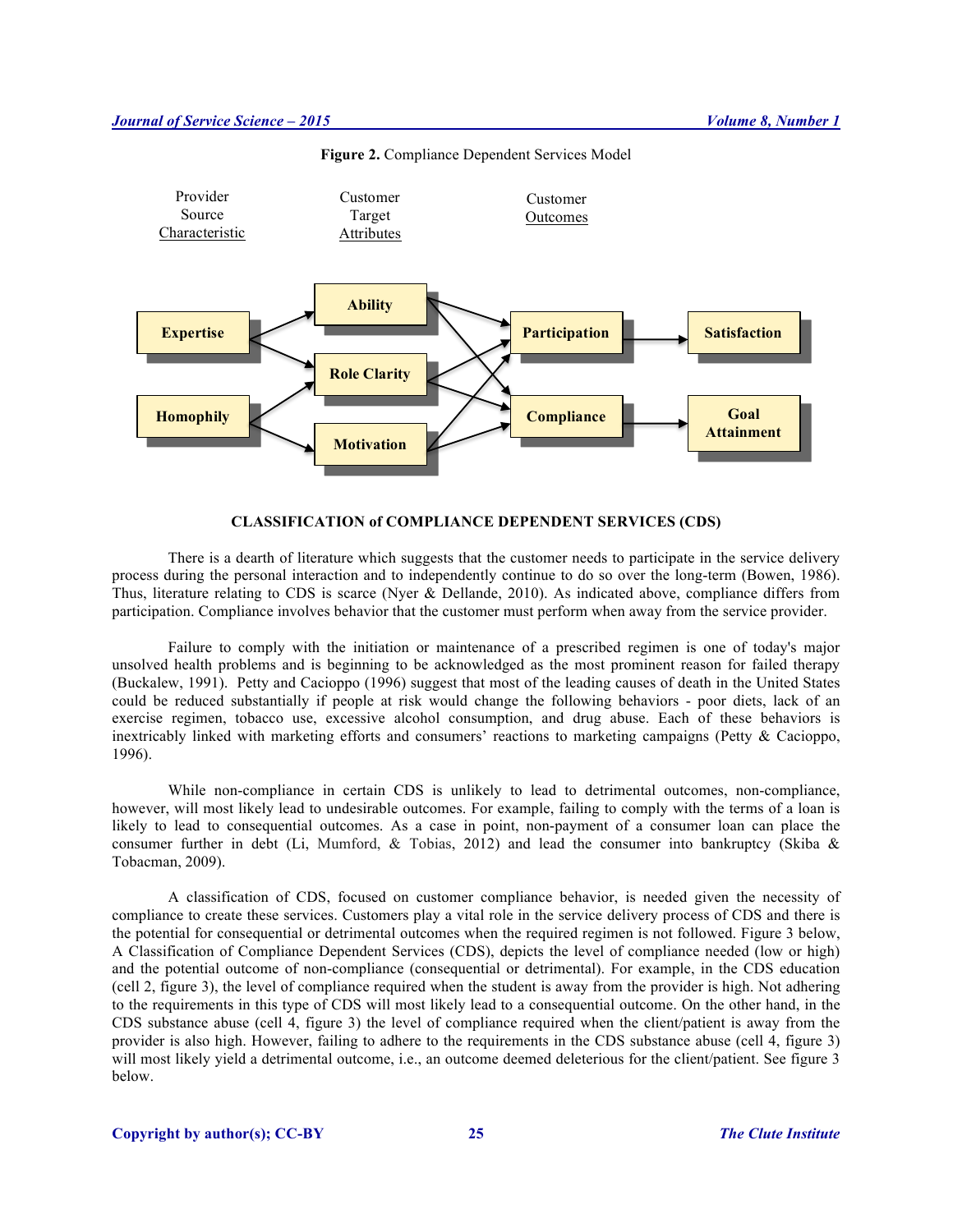**Figure 2.** Compliance Dependent Services Model

## CLASSIFICATION of COMPLIANCE DEPENDENT SERVICES (CDS)

There is a dearth of literature which suggests that the customer needs to participate in the service delivery process during the personal interaction and to independently continue to do so over the long-term (Bowen, 1986). Thus, literature relating to CDS is scarce (Nyer & Dellande, 2010). As indicated above, compliance differs from participation. Compliance involves behavior that the customer must perform when away from the service provider.

Failure to comply with the initiation or maintenance of a prescribed regimen is one of today's major unsolved health problems and is beginning to be acknowledged as the most prominent reason for failed therapy (Buckalew, 1991). Petty and Cacioppo (1996) suggest that most of the leading causes of death in the United States could be reduced substantially if people at risk would change the following behaviors - poor diets, lack of an exercise regimen, tobacco use, excessive alcohol consumption, and drug abuse. Each of these behaviors is inextricably linked with marketing efforts and consumers' reactions to marketing campaigns (Petty & Cacioppo, 1996).

While non-compliance in certain CDS is unlikely to lead to detrimental outcomes, non-compliance, however, will most likely lead to undesirable outcomes. For example, failing to comply with the terms of a loan is likely to lead to consequential outcomes. As a case in point, non-payment of a consumer loan can place the consumer further in debt (Li, Mumford, & Tobias, 2012) and lead the consumer into bankruptcy (Skiba & Tobacman, 2009).

A classification of CDS, focused on customer compliance behavior, is needed given the necessity of compliance to create these services. Customers play a vital role in the service delivery process of CDS and there is the potential for consequential or detrimental outcomes when the required regimen is not followed. Figure 3 below, A Classification of Compliance Dependent Services (CDS), depicts the level of compliance needed (low or high) and the potential outcome of non-compliance (consequential or detrimental). For example, in the CDS education (cell 2, figure 3), the level of compliance required when the student is away from the provider is high. Not adhering to the requirements in this type of CDS will most likely lead to a consequential outcome. On the other hand, in the CDS substance abuse (cell 4, figure 3) the level of compliance required when the client/patient is away from the provider is also high. However, failing to adhere to the requirements in the CDS substance abuse (cell 4, figure 3) will most likely yield a detrimental outcome, i.e., an outcome deemed deleterious for the client/patient. See figure 3 below.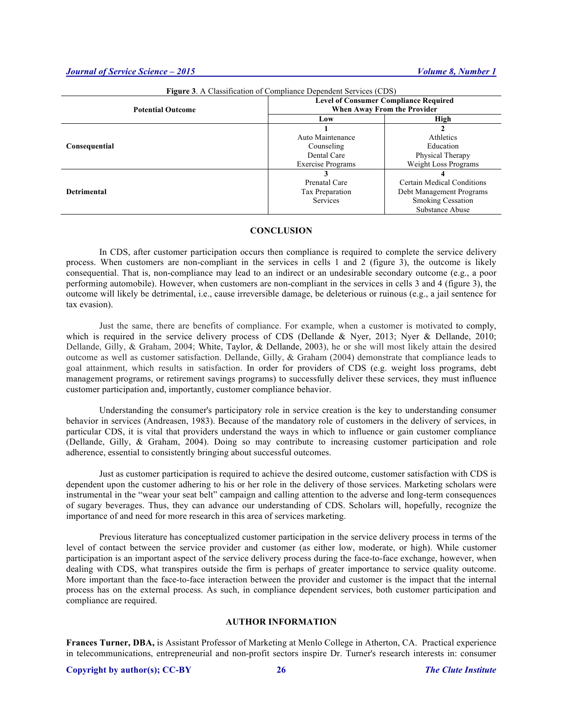**Figure 3**. A Classification of Compliance Dependent Services (CDS)

| Potential Outcome | Level of Consumer Compliance Required When Away From the Provider | |
|---|---|---|
| | Low | High |
| Consequential | 1<br>Auto Maintenance<br>Counseling<br>Dental Care<br>Exercise Programs | 2<br>Athletics<br>Education<br>Physical Therapy<br>Weight Loss Programs |
| Detrimental | 3<br>Prenatal Care<br>Tax Preparation<br>Services | 4<br>Certain Medical Conditions<br>Debt Management Programs<br>Smoking Cessation<br>Substance Abuse |

## CONCLUSION

In CDS, after customer participation occurs then compliance is required to complete the service delivery process. When customers are non-compliant in the services in cells 1 and 2 (figure 3), the outcome is likely consequential. That is, non-compliance may lead to an indirect or an undesirable secondary outcome (e.g., a poor performing automobile). However, when customers are non-compliant in the services in cells 3 and 4 (figure 3), the outcome will likely be detrimental, i.e., cause irreversible damage, be deleterious or ruinous (e.g., a jail sentence for tax evasion).

Just the same, there are benefits of compliance. For example, when a customer is motivated to comply, which is required in the service delivery process of CDS (Dellande & Nyer, 2013; Nyer & Dellande, 2010; Dellande, Gilly, & Graham, 2004; White, Taylor, & Dellande, 2003), he or she will most likely attain the desired outcome as well as customer satisfaction. Dellande, Gilly, & Graham (2004) demonstrate that compliance leads to goal attainment, which results in satisfaction. In order for providers of CDS (e.g. weight loss programs, debt management programs, or retirement savings programs) to successfully deliver these services, they must influence customer participation and, importantly, customer compliance behavior.

Understanding the consumer's participatory role in service creation is the key to understanding consumer behavior in services (Andreasen, 1983). Because of the mandatory role of customers in the delivery of services, in particular CDS, it is vital that providers understand the ways in which to influence or gain customer compliance (Dellande, Gilly, & Graham, 2004). Doing so may contribute to increasing customer participation and role adherence, essential to consistently bringing about successful outcomes.

Just as customer participation is required to achieve the desired outcome, customer satisfaction with CDS is dependent upon the customer adhering to his or her role in the delivery of those services. Marketing scholars were instrumental in the "wear your seat belt" campaign and calling attention to the adverse and long-term consequences of sugary beverages. Thus, they can advance our understanding of CDS. Scholars will, hopefully, recognize the importance of and need for more research in this area of services marketing.

Previous literature has conceptualized customer participation in the service delivery process in terms of the level of contact between the service provider and customer (as either low, moderate, or high). While customer participation is an important aspect of the service delivery process during the face-to-face exchange, however, when dealing with CDS, what transpires outside the firm is perhaps of greater importance to service quality outcome. More important than the face-to-face interaction between the provider and customer is the impact that the internal process has on the external process. As such, in compliance dependent services, both customer participation and compliance are required.

## AUTHOR INFORMATION

**Frances Turner, DBA,** is Assistant Professor of Marketing at Menlo College in Atherton, CA. Practical experience in telecommunications, entrepreneurial and non-profit sectors inspire Dr. Turner's research interests in: consumer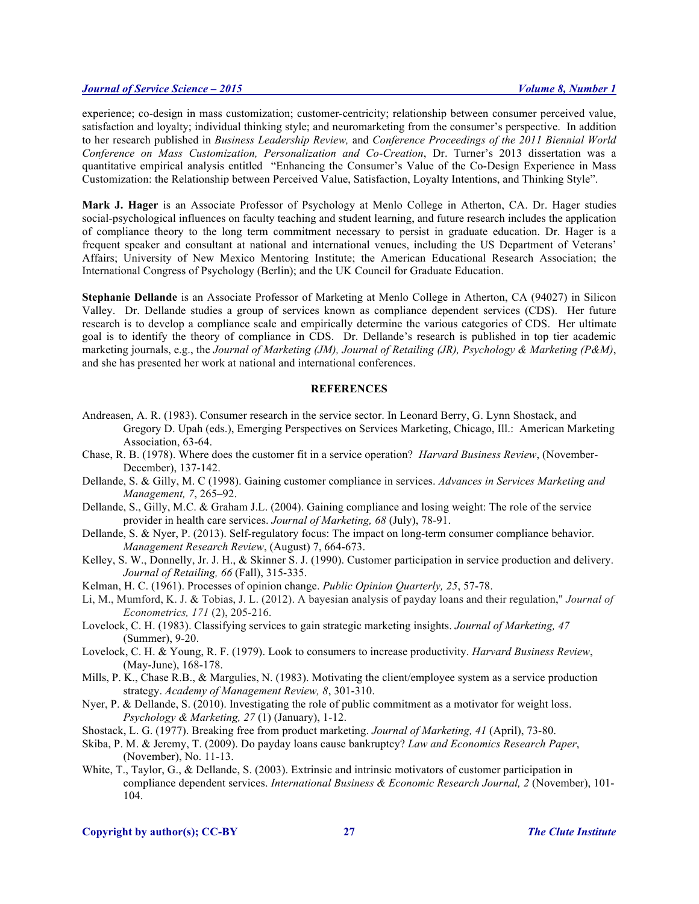experience; co-design in mass customization; customer-centricity; relationship between consumer perceived value, satisfaction and loyalty; individual thinking style; and neuromarketing from the consumer's perspective. In addition to her research published in *Business Leadership Review,* and *Conference Proceedings of the 2011 Biennial World Conference on Mass Customization, Personalization and Co-Creation*, Dr. Turner's 2013 dissertation was a quantitative empirical analysis entitled "Enhancing the Consumer's Value of the Co-Design Experience in Mass Customization: the Relationship between Perceived Value, Satisfaction, Loyalty Intentions, and Thinking Style".

**Mark J. Hager** is an Associate Professor of Psychology at Menlo College in Atherton, CA. Dr. Hager studies social-psychological influences on faculty teaching and student learning, and future research includes the application of compliance theory to the long term commitment necessary to persist in graduate education. Dr. Hager is a frequent speaker and consultant at national and international venues, including the US Department of Veterans' Affairs; University of New Mexico Mentoring Institute; the American Educational Research Association; the International Congress of Psychology (Berlin); and the UK Council for Graduate Education.

**Stephanie Dellande** is an Associate Professor of Marketing at Menlo College in Atherton, CA (94027) in Silicon Valley. Dr. Dellande studies a group of services known as compliance dependent services (CDS). Her future research is to develop a compliance scale and empirically determine the various categories of CDS. Her ultimate goal is to identify the theory of compliance in CDS. Dr. Dellande's research is published in top tier academic marketing journals, e.g., the *Journal of Marketing (JM), Journal of Retailing (JR), Psychology & Marketing (P&M)*, and she has presented her work at national and international conferences.

## REFERENCES

Andreasen, A. R. (1983). Consumer research in the service sector. In Leonard Berry, G. Lynn Shostack, and Gregory D. Upah (eds.), Emerging Perspectives on Services Marketing, Chicago, Ill.: American Marketing Association, 63-64.

Chase, R. B. (1978). Where does the customer fit in a service operation? *Harvard Business Review*, (November-December), 137-142.

Dellande, S. & Gilly, M. C (1998). Gaining customer compliance in services. *Advances in Services Marketing and Management, 7*, 265–92.

Dellande, S., Gilly, M.C. & Graham J.L. (2004). Gaining compliance and losing weight: The role of the service provider in health care services. *Journal of Marketing, 68* (July), 78-91.

Dellande, S. & Nyer, P. (2013). Self-regulatory focus: The impact on long-term consumer compliance behavior. *Management Research Review*, (August) 7, 664-673.

Kelley, S. W., Donnelly, Jr. J. H., & Skinner S. J. (1990). Customer participation in service production and delivery. *Journal of Retailing, 66* (Fall), 315-335.

Kelman, H. C. (1961). Processes of opinion change. *Public Opinion Quarterly, 25*, 57-78.

Li, M., Mumford, K. J. & Tobias, J. L. (2012). A bayesian analysis of payday loans and their regulation," *Journal of Econometrics, 171* (2), 205-216.

Lovelock, C. H. (1983). Classifying services to gain strategic marketing insights. *Journal of Marketing, 47* (Summer), 9-20.

Lovelock, C. H. & Young, R. F. (1979). Look to consumers to increase productivity. *Harvard Business Review*, (May-June), 168-178.

Mills, P. K., Chase R.B., & Margulies, N. (1983). Motivating the client/employee system as a service production strategy. *Academy of Management Review, 8*, 301-310.

Nyer, P. & Dellande, S. (2010). Investigating the role of public commitment as a motivator for weight loss. *Psychology & Marketing, 27* (1) (January), 1-12.

Shostack, L. G. (1977). Breaking free from product marketing. *Journal of Marketing, 41* (April), 73-80.

Skiba, P. M. & Jeremy, T. (2009). Do payday loans cause bankruptcy? *Law and Economics Research Paper*, (November), No. 11-13.

White, T., Taylor, G., & Dellande, S. (2003). Extrinsic and intrinsic motivators of customer participation in compliance dependent services. *International Business & Economic Research Journal, 2* (November), 101-104.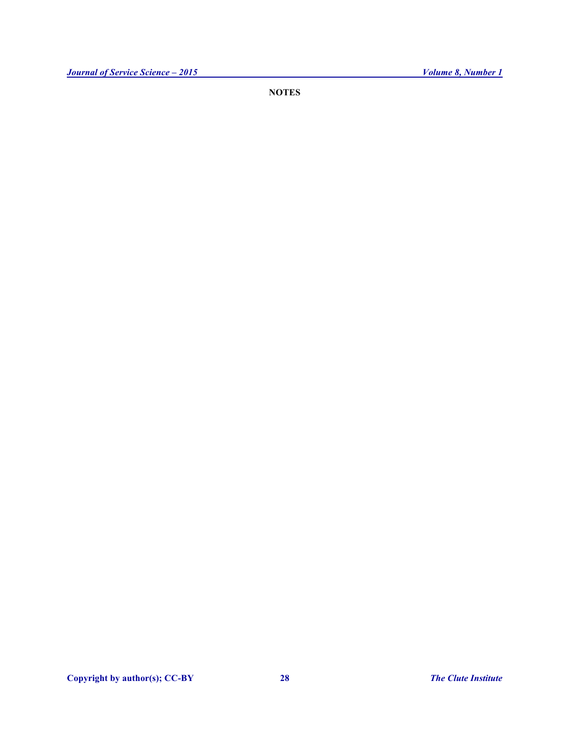**NOTES**